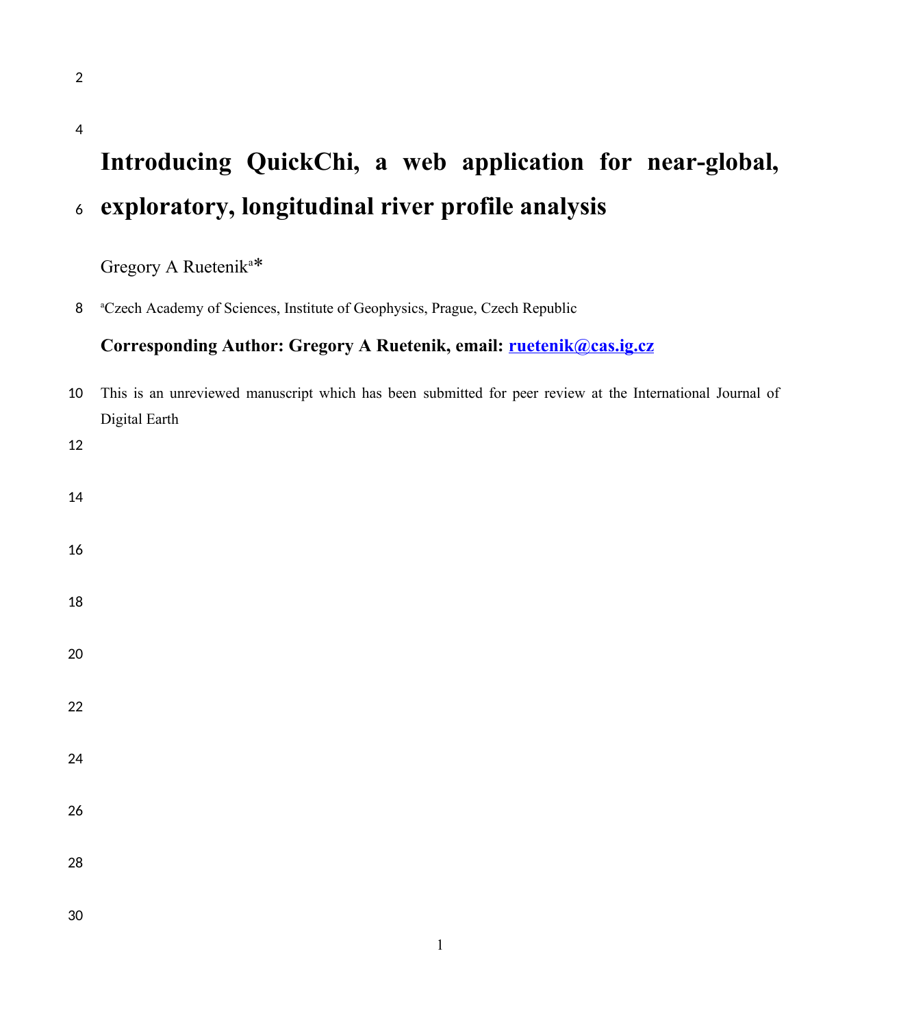# Introducing QuickChi, a web application for near-global, exploratory, longitudinal river profile analysis

Gregory A Ruetenik[a]*

[a]Czech Academy of Sciences, Institute of Geophysics, Prague, Czech Republic

**Corresponding Author: Gregory A Ruetenik, email: ruetenik@cas.ig.cz**

This is an unreviewed manuscript which has been submitted for peer review at the International Journal of Digital Earth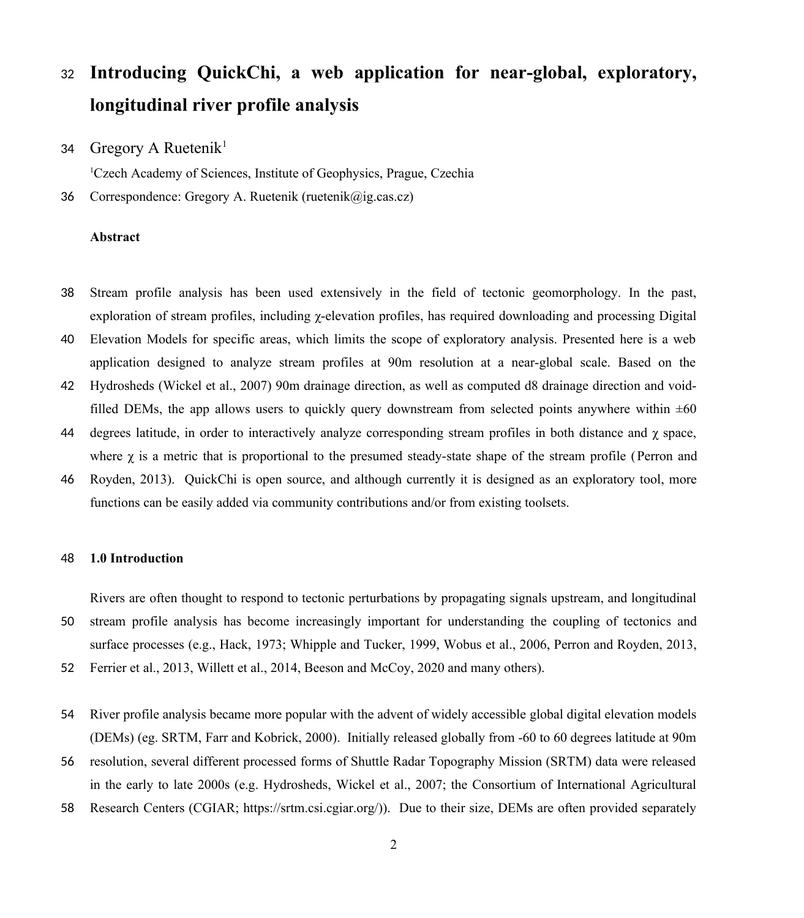# Introducing QuickChi, a web application for near-global, exploratory, longitudinal river profile analysis

Gregory A Ruetenik[1]

[1]Czech Academy of Sciences, Institute of Geophysics, Prague, Czechia

Correspondence: Gregory A. Ruetenik (ruetenik@ig.cas.cz)

**Abstract**

Stream profile analysis has been used extensively in the field of tectonic geomorphology. In the past, exploration of stream profiles, including χ-elevation profiles, has required downloading and processing Digital Elevation Models for specific areas, which limits the scope of exploratory analysis. Presented here is a web application designed to analyze stream profiles at 90m resolution at a near-global scale. Based on the Hydrosheds (Wickel et al., 2007) 90m drainage direction, as well as computed d8 drainage direction and void-filled DEMs, the app allows users to quickly query downstream from selected points anywhere within ±60 degrees latitude, in order to interactively analyze corresponding stream profiles in both distance and χ space, where χ is a metric that is proportional to the presumed steady-state shape of the stream profile (Perron and Royden, 2013). QuickChi is open source, and although currently it is designed as an exploratory tool, more functions can be easily added via community contributions and/or from existing toolsets.

## 1.0 Introduction

Rivers are often thought to respond to tectonic perturbations by propagating signals upstream, and longitudinal stream profile analysis has become increasingly important for understanding the coupling of tectonics and surface processes (e.g., Hack, 1973; Whipple and Tucker, 1999, Wobus et al., 2006, Perron and Royden, 2013, Ferrier et al., 2013, Willett et al., 2014, Beeson and McCoy, 2020 and many others).

River profile analysis became more popular with the advent of widely accessible global digital elevation models (DEMs) (eg. SRTM, Farr and Kobrick, 2000). Initially released globally from -60 to 60 degrees latitude at 90m resolution, several different processed forms of Shuttle Radar Topography Mission (SRTM) data were released in the early to late 2000s (e.g. Hydrosheds, Wickel et al., 2007; the Consortium of International Agricultural Research Centers (CGIAR; https://srtm.csi.cgiar.org/)). Due to their size, DEMs are often provided separately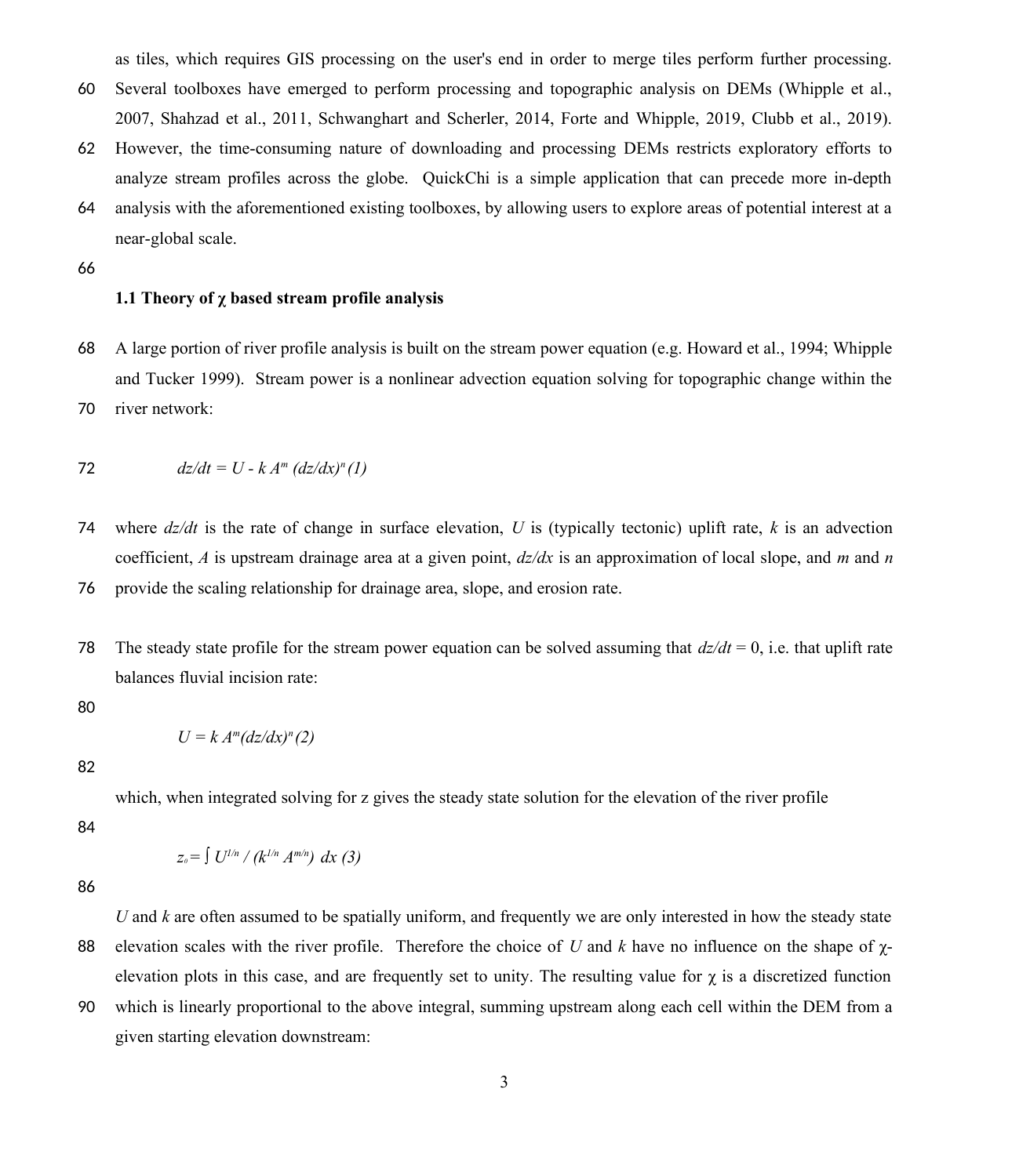as tiles, which requires GIS processing on the user's end in order to merge tiles perform further processing. Several toolboxes have emerged to perform processing and topographic analysis on DEMs (Whipple et al., 2007, Shahzad et al., 2011, Schwanghart and Scherler, 2014, Forte and Whipple, 2019, Clubb et al., 2019). However, the time-consuming nature of downloading and processing DEMs restricts exploratory efforts to analyze stream profiles across the globe. QuickChi is a simple application that can precede more in-depth analysis with the aforementioned existing toolboxes, by allowing users to explore areas of potential interest at a near-global scale.

### 1.1 Theory of χ based stream profile analysis

A large portion of river profile analysis is built on the stream power equation (e.g. Howard et al., 1994; Whipple and Tucker 1999). Stream power is a nonlinear advection equation solving for topographic change within the river network:

$$dz/dt = U - k A^m (dz/dx)^n \quad (1)$$

where $dz/dt$ is the rate of change in surface elevation, $U$ is (typically tectonic) uplift rate, $k$ is an advection coefficient, $A$ is upstream drainage area at a given point, $dz/dx$ is an approximation of local slope, and $m$ and $n$ provide the scaling relationship for drainage area, slope, and erosion rate.

The steady state profile for the stream power equation can be solved assuming that $dz/dt = 0$, i.e. that uplift rate balances fluvial incision rate:

$$U = k A^m (dz/dx)^n \quad (2)$$

which, when integrated solving for z gives the steady state solution for the elevation of the river profile

$$z_0 = \int U^{1/n} / (k^{1/n} A^{m/n}) \, dx \quad (3)$$

$U$ and $k$ are often assumed to be spatially uniform, and frequently we are only interested in how the steady state elevation scales with the river profile. Therefore the choice of $U$ and $k$ have no influence on the shape of χ-elevation plots in this case, and are frequently set to unity. The resulting value for χ is a discretized function which is linearly proportional to the above integral, summing upstream along each cell within the DEM from a given starting elevation downstream: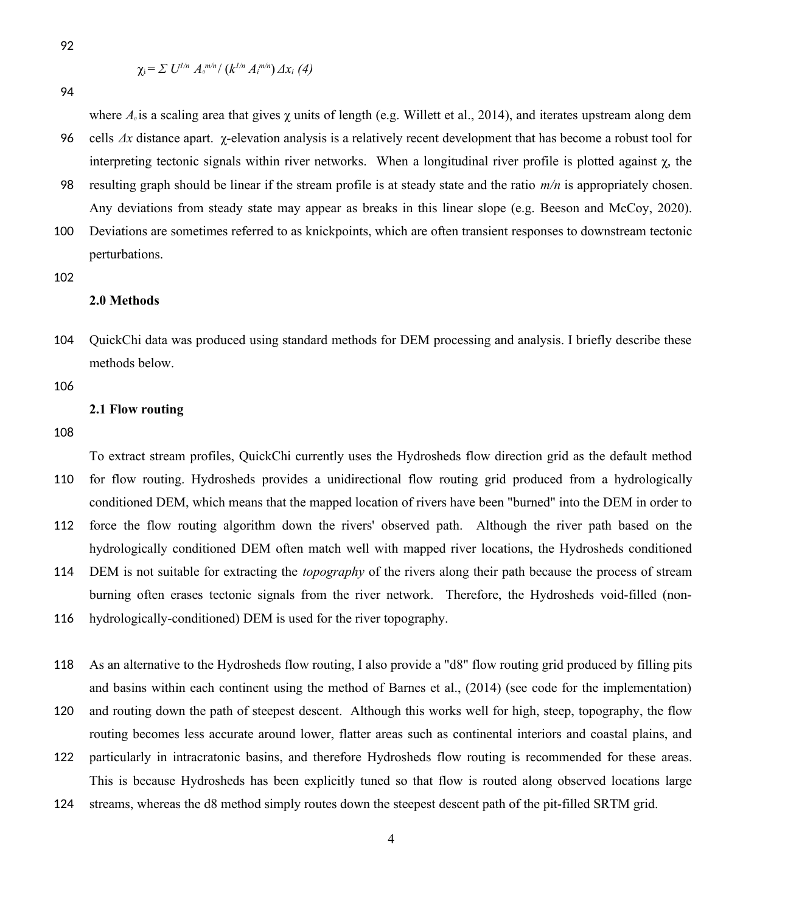$$\chi_i = \Sigma\, U^{1/n} A_0^{m/n} / (k^{1/n} A_i^{m/n}) \Delta x_i \quad (4)$$

where $A_0$ is a scaling area that gives χ units of length (e.g. Willett et al., 2014), and iterates upstream along dem cells $\Delta x$ distance apart. χ-elevation analysis is a relatively recent development that has become a robust tool for interpreting tectonic signals within river networks. When a longitudinal river profile is plotted against χ, the resulting graph should be linear if the stream profile is at steady state and the ratio $m/n$ is appropriately chosen. Any deviations from steady state may appear as breaks in this linear slope (e.g. Beeson and McCoy, 2020). Deviations are sometimes referred to as knickpoints, which are often transient responses to downstream tectonic perturbations.

## 2.0 Methods

QuickChi data was produced using standard methods for DEM processing and analysis. I briefly describe these methods below.

### 2.1 Flow routing

To extract stream profiles, QuickChi currently uses the Hydrosheds flow direction grid as the default method for flow routing. Hydrosheds provides a unidirectional flow routing grid produced from a hydrologically conditioned DEM, which means that the mapped location of rivers have been "burned" into the DEM in order to force the flow routing algorithm down the rivers' observed path. Although the river path based on the hydrologically conditioned DEM often match well with mapped river locations, the Hydrosheds conditioned DEM is not suitable for extracting the *topography* of the rivers along their path because the process of stream burning often erases tectonic signals from the river network. Therefore, the Hydrosheds void-filled (non-hydrologically-conditioned) DEM is used for the river topography.

As an alternative to the Hydrosheds flow routing, I also provide a "d8" flow routing grid produced by filling pits and basins within each continent using the method of Barnes et al., (2014) (see code for the implementation) and routing down the path of steepest descent. Although this works well for high, steep, topography, the flow routing becomes less accurate around lower, flatter areas such as continental interiors and coastal plains, and particularly in intracratonic basins, and therefore Hydrosheds flow routing is recommended for these areas. This is because Hydrosheds has been explicitly tuned so that flow is routed along observed locations large streams, whereas the d8 method simply routes down the steepest descent path of the pit-filled SRTM grid.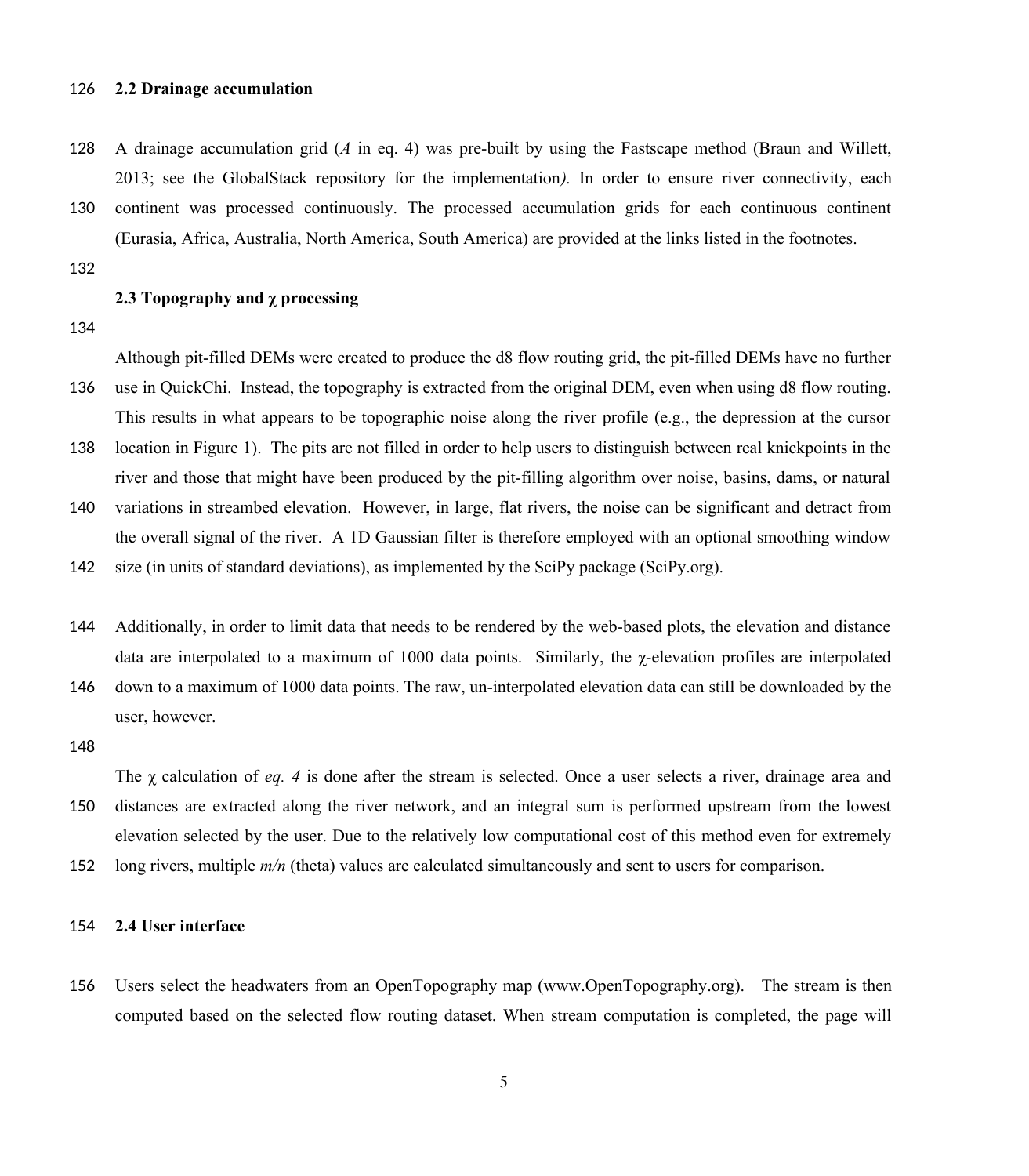### 2.2 Drainage accumulation

A drainage accumulation grid (*A* in eq. 4) was pre-built by using the Fastscape method (Braun and Willett, 2013; see the GlobalStack repository for the implementation*).* In order to ensure river connectivity, each continent was processed continuously. The processed accumulation grids for each continuous continent (Eurasia, Africa, Australia, North America, South America) are provided at the links listed in the footnotes.

### 2.3 Topography and χ processing

Although pit-filled DEMs were created to produce the d8 flow routing grid, the pit-filled DEMs have no further use in QuickChi. Instead, the topography is extracted from the original DEM, even when using d8 flow routing. This results in what appears to be topographic noise along the river profile (e.g., the depression at the cursor location in Figure 1). The pits are not filled in order to help users to distinguish between real knickpoints in the river and those that might have been produced by the pit-filling algorithm over noise, basins, dams, or natural variations in streambed elevation. However, in large, flat rivers, the noise can be significant and detract from the overall signal of the river. A 1D Gaussian filter is therefore employed with an optional smoothing window size (in units of standard deviations), as implemented by the SciPy package (SciPy.org).

Additionally, in order to limit data that needs to be rendered by the web-based plots, the elevation and distance data are interpolated to a maximum of 1000 data points. Similarly, the χ-elevation profiles are interpolated down to a maximum of 1000 data points. The raw, un-interpolated elevation data can still be downloaded by the user, however.

The χ calculation of *eq. 4* is done after the stream is selected. Once a user selects a river, drainage area and distances are extracted along the river network, and an integral sum is performed upstream from the lowest elevation selected by the user. Due to the relatively low computational cost of this method even for extremely long rivers, multiple *m/n* (theta) values are calculated simultaneously and sent to users for comparison.

### 2.4 User interface

Users select the headwaters from an OpenTopography map (www.OpenTopography.org). The stream is then computed based on the selected flow routing dataset. When stream computation is completed, the page will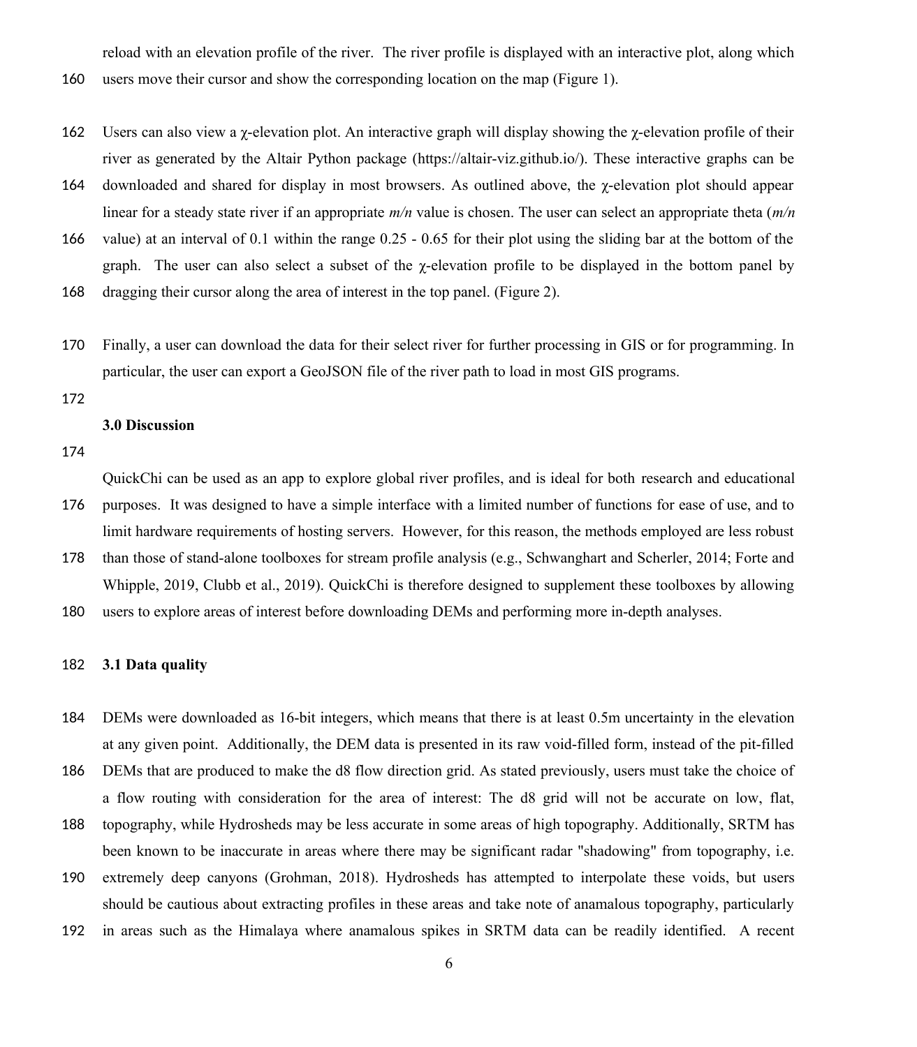reload with an elevation profile of the river. The river profile is displayed with an interactive plot, along which users move their cursor and show the corresponding location on the map (Figure 1).

Users can also view a χ-elevation plot. An interactive graph will display showing the χ-elevation profile of their river as generated by the Altair Python package (https://altair-viz.github.io/). These interactive graphs can be downloaded and shared for display in most browsers. As outlined above, the χ-elevation plot should appear linear for a steady state river if an appropriate *m/n* value is chosen. The user can select an appropriate theta (*m/n* value) at an interval of 0.1 within the range 0.25 - 0.65 for their plot using the sliding bar at the bottom of the graph. The user can also select a subset of the χ-elevation profile to be displayed in the bottom panel by dragging their cursor along the area of interest in the top panel. (Figure 2).

Finally, a user can download the data for their select river for further processing in GIS or for programming. In particular, the user can export a GeoJSON file of the river path to load in most GIS programs.

## 3.0 Discussion

QuickChi can be used as an app to explore global river profiles, and is ideal for both research and educational purposes. It was designed to have a simple interface with a limited number of functions for ease of use, and to limit hardware requirements of hosting servers. However, for this reason, the methods employed are less robust than those of stand-alone toolboxes for stream profile analysis (e.g., Schwanghart and Scherler, 2014; Forte and Whipple, 2019, Clubb et al., 2019). QuickChi is therefore designed to supplement these toolboxes by allowing users to explore areas of interest before downloading DEMs and performing more in-depth analyses.

### 3.1 Data quality

DEMs were downloaded as 16-bit integers, which means that there is at least 0.5m uncertainty in the elevation at any given point. Additionally, the DEM data is presented in its raw void-filled form, instead of the pit-filled DEMs that are produced to make the d8 flow direction grid. As stated previously, users must take the choice of a flow routing with consideration for the area of interest: The d8 grid will not be accurate on low, flat, topography, while Hydrosheds may be less accurate in some areas of high topography. Additionally, SRTM has been known to be inaccurate in areas where there may be significant radar "shadowing" from topography, i.e. extremely deep canyons (Grohman, 2018). Hydrosheds has attempted to interpolate these voids, but users should be cautious about extracting profiles in these areas and take note of anamalous topography, particularly in areas such as the Himalaya where anamalous spikes in SRTM data can be readily identified. A recent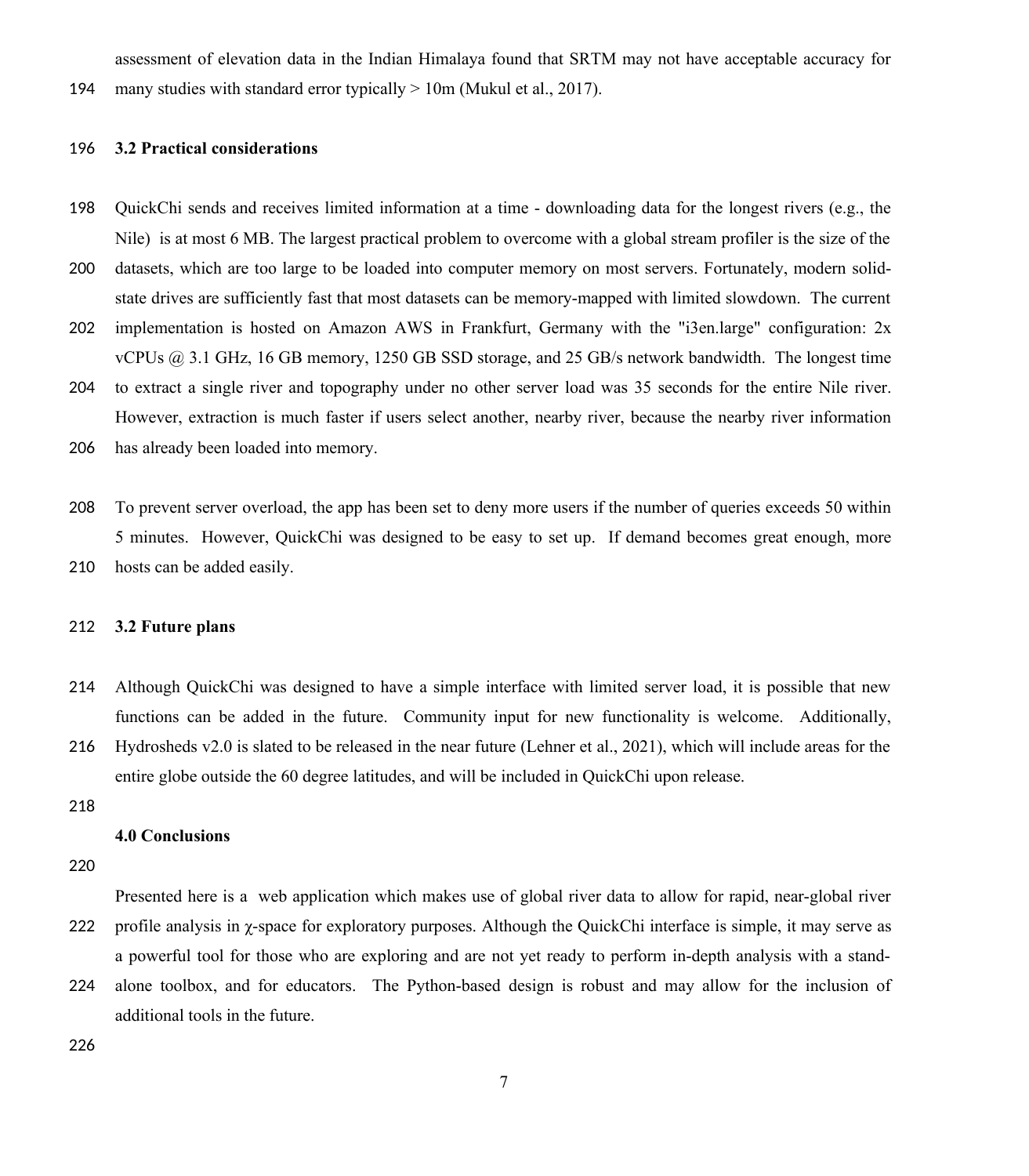assessment of elevation data in the Indian Himalaya found that SRTM may not have acceptable accuracy for many studies with standard error typically > 10m (Mukul et al., 2017).

### 3.2 Practical considerations

QuickChi sends and receives limited information at a time - downloading data for the longest rivers (e.g., the Nile) is at most 6 MB. The largest practical problem to overcome with a global stream profiler is the size of the datasets, which are too large to be loaded into computer memory on most servers. Fortunately, modern solid-state drives are sufficiently fast that most datasets can be memory-mapped with limited slowdown. The current implementation is hosted on Amazon AWS in Frankfurt, Germany with the "i3en.large" configuration: 2x vCPUs @ 3.1 GHz, 16 GB memory, 1250 GB SSD storage, and 25 GB/s network bandwidth. The longest time to extract a single river and topography under no other server load was 35 seconds for the entire Nile river. However, extraction is much faster if users select another, nearby river, because the nearby river information has already been loaded into memory.

To prevent server overload, the app has been set to deny more users if the number of queries exceeds 50 within 5 minutes. However, QuickChi was designed to be easy to set up. If demand becomes great enough, more hosts can be added easily.

### 3.2 Future plans

Although QuickChi was designed to have a simple interface with limited server load, it is possible that new functions can be added in the future. Community input for new functionality is welcome. Additionally, Hydrosheds v2.0 is slated to be released in the near future (Lehner et al., 2021), which will include areas for the entire globe outside the 60 degree latitudes, and will be included in QuickChi upon release.

## 4.0 Conclusions

Presented here is a web application which makes use of global river data to allow for rapid, near-global river profile analysis in $\chi$-space for exploratory purposes. Although the QuickChi interface is simple, it may serve as a powerful tool for those who are exploring and are not yet ready to perform in-depth analysis with a stand-alone toolbox, and for educators. The Python-based design is robust and may allow for the inclusion of additional tools in the future.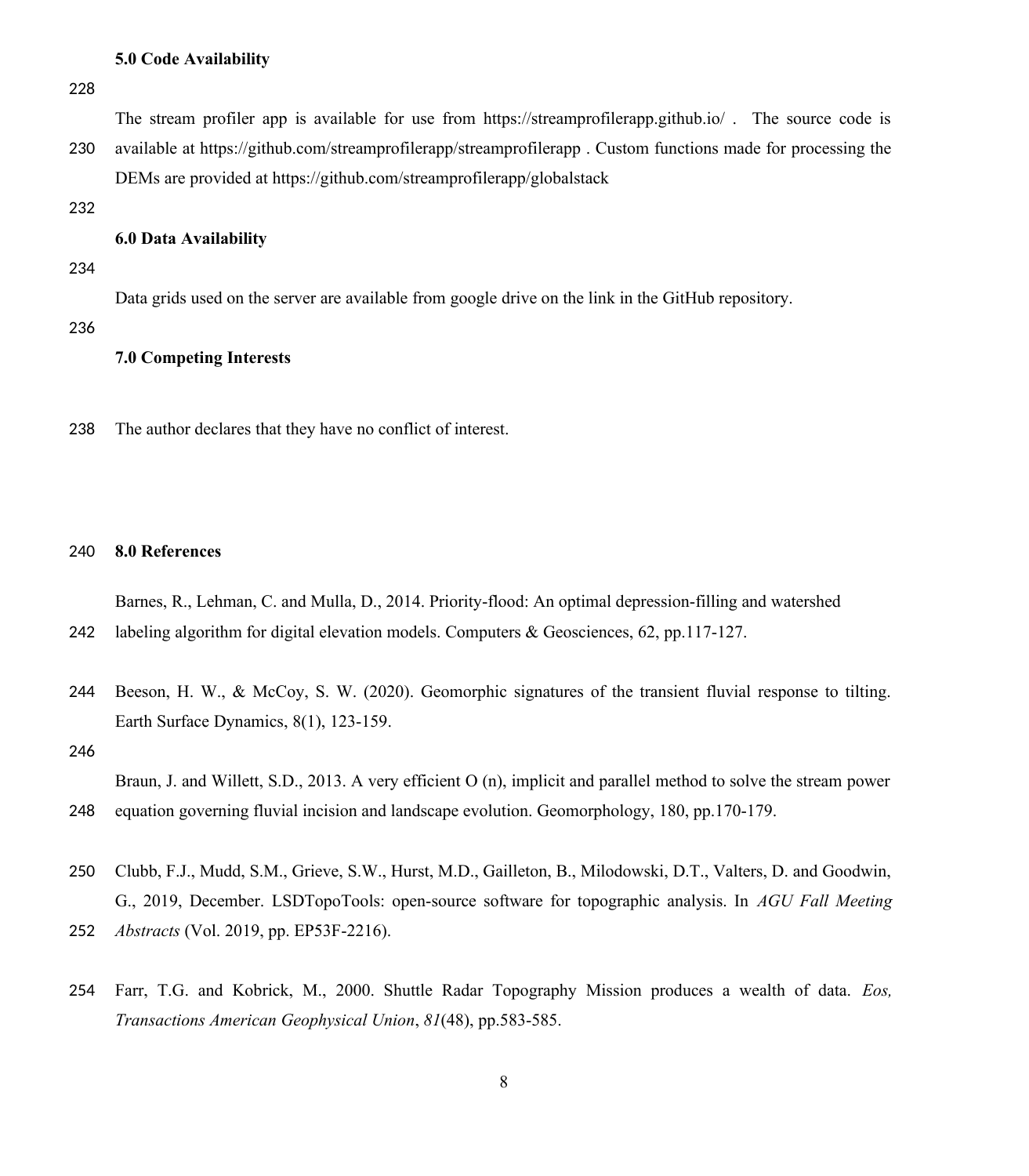### 5.0 Code Availability

The stream profiler app is available for use from https://streamprofilerapp.github.io/ . The source code is available at https://github.com/streamprofilerapp/streamprofilerapp . Custom functions made for processing the DEMs are provided at https://github.com/streamprofilerapp/globalstack

### 6.0 Data Availability

Data grids used on the server are available from google drive on the link in the GitHub repository.

### 7.0 Competing Interests

The author declares that they have no conflict of interest.

### 8.0 References

Barnes, R., Lehman, C. and Mulla, D., 2014. Priority-flood: An optimal depression-filling and watershed labeling algorithm for digital elevation models. Computers & Geosciences, 62, pp.117-127.

Beeson, H. W., & McCoy, S. W. (2020). Geomorphic signatures of the transient fluvial response to tilting. Earth Surface Dynamics, 8(1), 123-159.

Braun, J. and Willett, S.D., 2013. A very efficient O (n), implicit and parallel method to solve the stream power equation governing fluvial incision and landscape evolution. Geomorphology, 180, pp.170-179.

Clubb, F.J., Mudd, S.M., Grieve, S.W., Hurst, M.D., Gailleton, B., Milodowski, D.T., Valters, D. and Goodwin, G., 2019, December. LSDTopoTools: open-source software for topographic analysis. In *AGU Fall Meeting Abstracts* (Vol. 2019, pp. EP53F-2216).

Farr, T.G. and Kobrick, M., 2000. Shuttle Radar Topography Mission produces a wealth of data. *Eos, Transactions American Geophysical Union*, *81*(48), pp.583-585.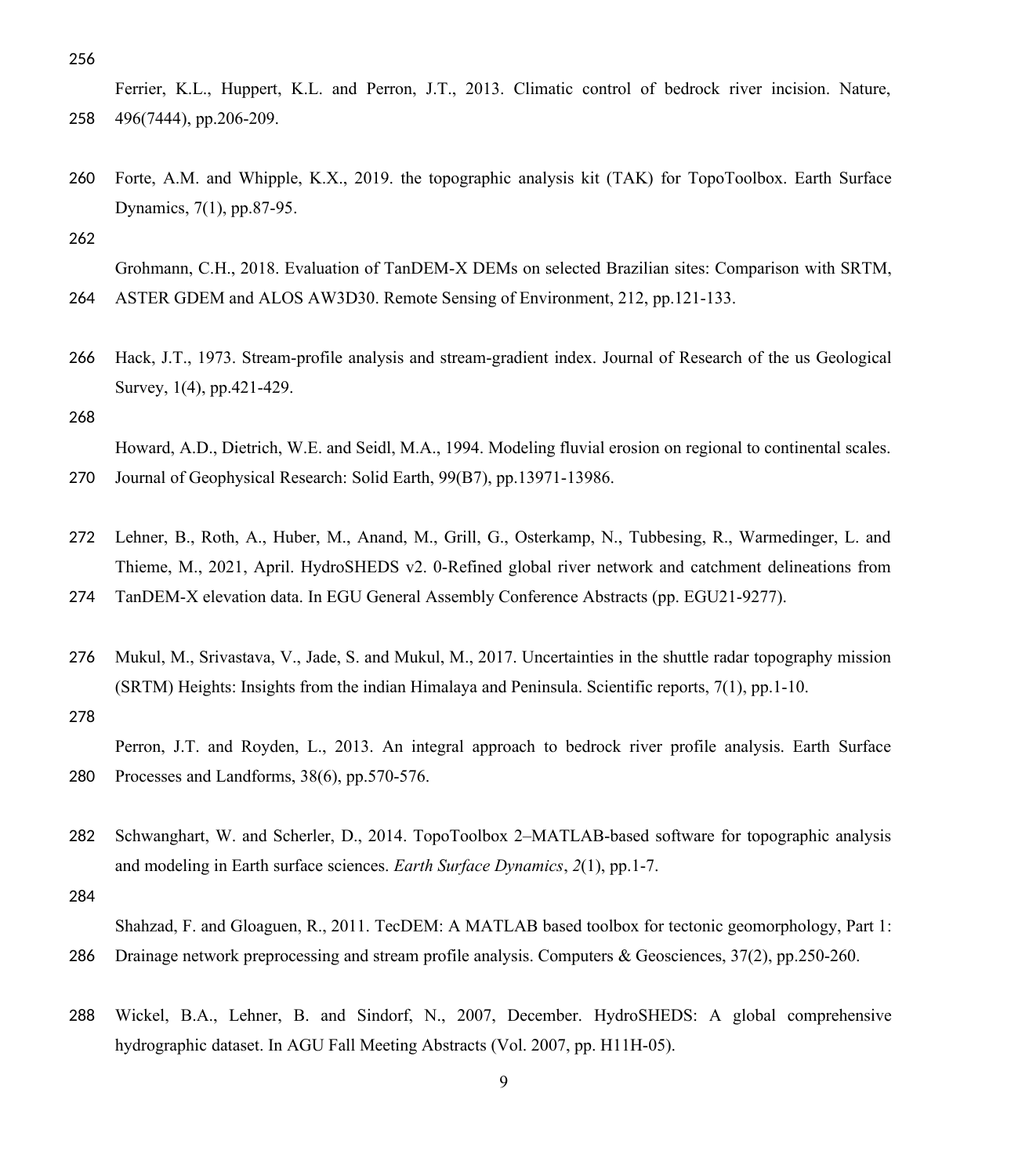Ferrier, K.L., Huppert, K.L. and Perron, J.T., 2013. Climatic control of bedrock river incision. Nature, 496(7444), pp.206-209.

Forte, A.M. and Whipple, K.X., 2019. the topographic analysis kit (TAK) for TopoToolbox. Earth Surface Dynamics, 7(1), pp.87-95.

Grohmann, C.H., 2018. Evaluation of TanDEM-X DEMs on selected Brazilian sites: Comparison with SRTM, ASTER GDEM and ALOS AW3D30. Remote Sensing of Environment, 212, pp.121-133.

Hack, J.T., 1973. Stream-profile analysis and stream-gradient index. Journal of Research of the us Geological Survey, 1(4), pp.421-429.

Howard, A.D., Dietrich, W.E. and Seidl, M.A., 1994. Modeling fluvial erosion on regional to continental scales. Journal of Geophysical Research: Solid Earth, 99(B7), pp.13971-13986.

Lehner, B., Roth, A., Huber, M., Anand, M., Grill, G., Osterkamp, N., Tubbesing, R., Warmedinger, L. and Thieme, M., 2021, April. HydroSHEDS v2. 0-Refined global river network and catchment delineations from TanDEM-X elevation data. In EGU General Assembly Conference Abstracts (pp. EGU21-9277).

Mukul, M., Srivastava, V., Jade, S. and Mukul, M., 2017. Uncertainties in the shuttle radar topography mission (SRTM) Heights: Insights from the indian Himalaya and Peninsula. Scientific reports, 7(1), pp.1-10.

Perron, J.T. and Royden, L., 2013. An integral approach to bedrock river profile analysis. Earth Surface Processes and Landforms, 38(6), pp.570-576.

Schwanghart, W. and Scherler, D., 2014. TopoToolbox 2–MATLAB-based software for topographic analysis and modeling in Earth surface sciences. *Earth Surface Dynamics*, *2*(1), pp.1-7.

Shahzad, F. and Gloaguen, R., 2011. TecDEM: A MATLAB based toolbox for tectonic geomorphology, Part 1: Drainage network preprocessing and stream profile analysis. Computers & Geosciences, 37(2), pp.250-260.

Wickel, B.A., Lehner, B. and Sindorf, N., 2007, December. HydroSHEDS: A global comprehensive hydrographic dataset. In AGU Fall Meeting Abstracts (Vol. 2007, pp. H11H-05).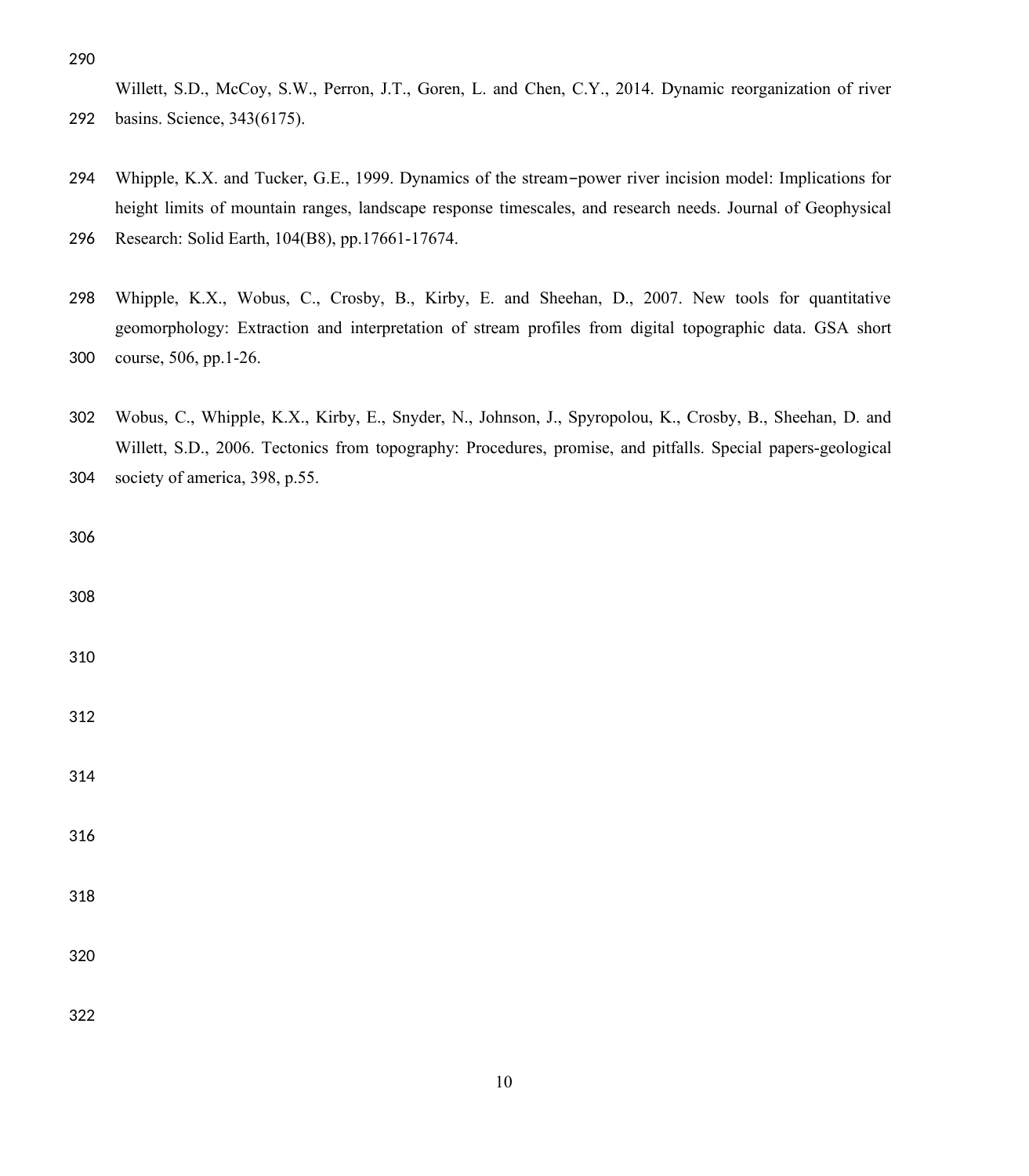Willett, S.D., McCoy, S.W., Perron, J.T., Goren, L. and Chen, C.Y., 2014. Dynamic reorganization of river basins. Science, 343(6175).

Whipple, K.X. and Tucker, G.E., 1999. Dynamics of the stream‐power river incision model: Implications for height limits of mountain ranges, landscape response timescales, and research needs. Journal of Geophysical Research: Solid Earth, 104(B8), pp.17661-17674.

Whipple, K.X., Wobus, C., Crosby, B., Kirby, E. and Sheehan, D., 2007. New tools for quantitative geomorphology: Extraction and interpretation of stream profiles from digital topographic data. GSA short course, 506, pp.1-26.

Wobus, C., Whipple, K.X., Kirby, E., Snyder, N., Johnson, J., Spyropolou, K., Crosby, B., Sheehan, D. and Willett, S.D., 2006. Tectonics from topography: Procedures, promise, and pitfalls. Special papers-geological society of america, 398, p.55.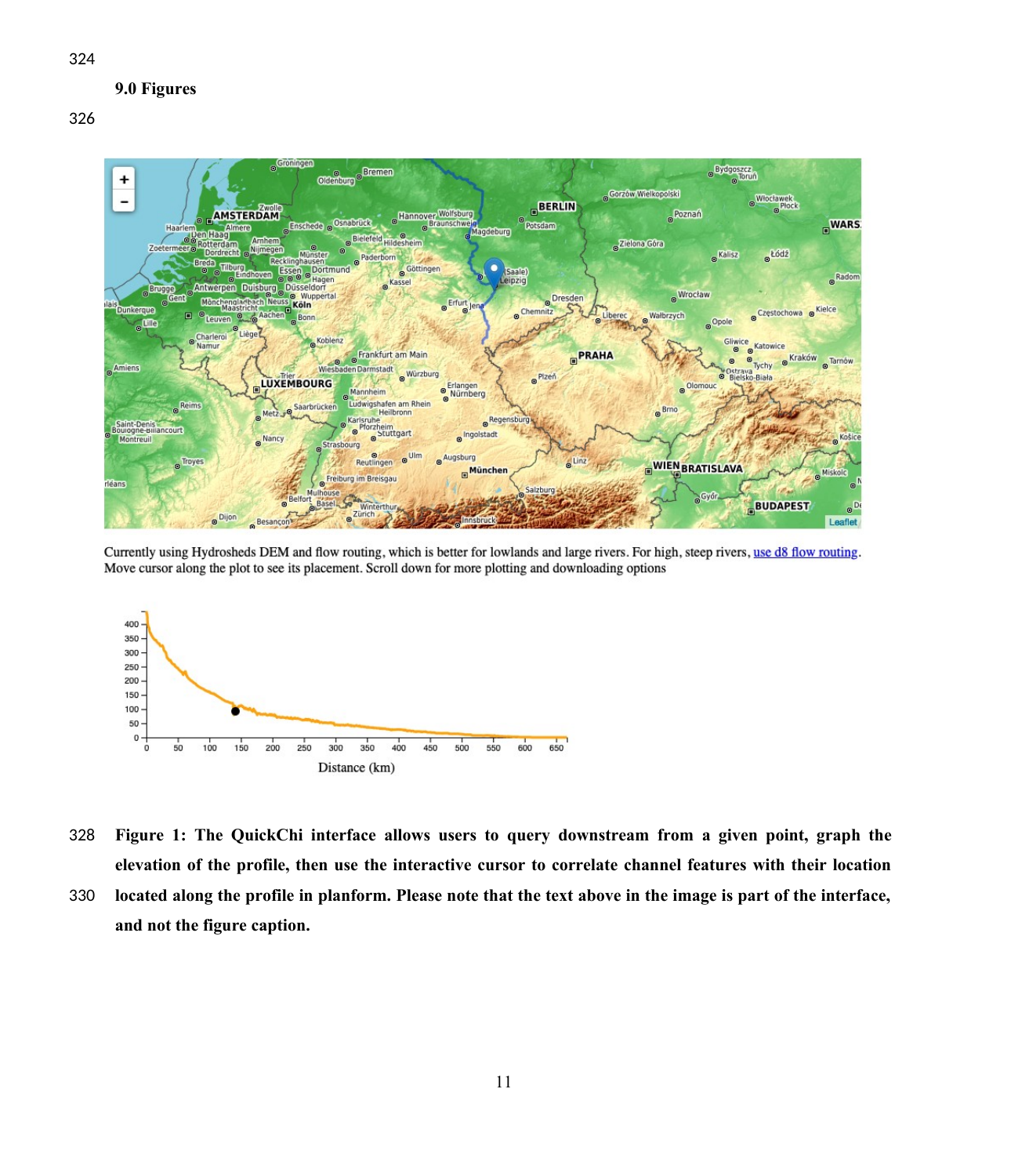## 9.0 Figures

Currently using Hydrosheds DEM and flow routing, which is better for lowlands and large rivers. For high, steep rivers, use d8 flow routing. Move cursor along the plot to see its placement. Scroll down for more plotting and downloading options

**Figure 1: The QuickChi interface allows users to query downstream from a given point, graph the elevation of the profile, then use the interactive cursor to correlate channel features with their location located along the profile in planform. Please note that the text above in the image is part of the interface, and not the figure caption.**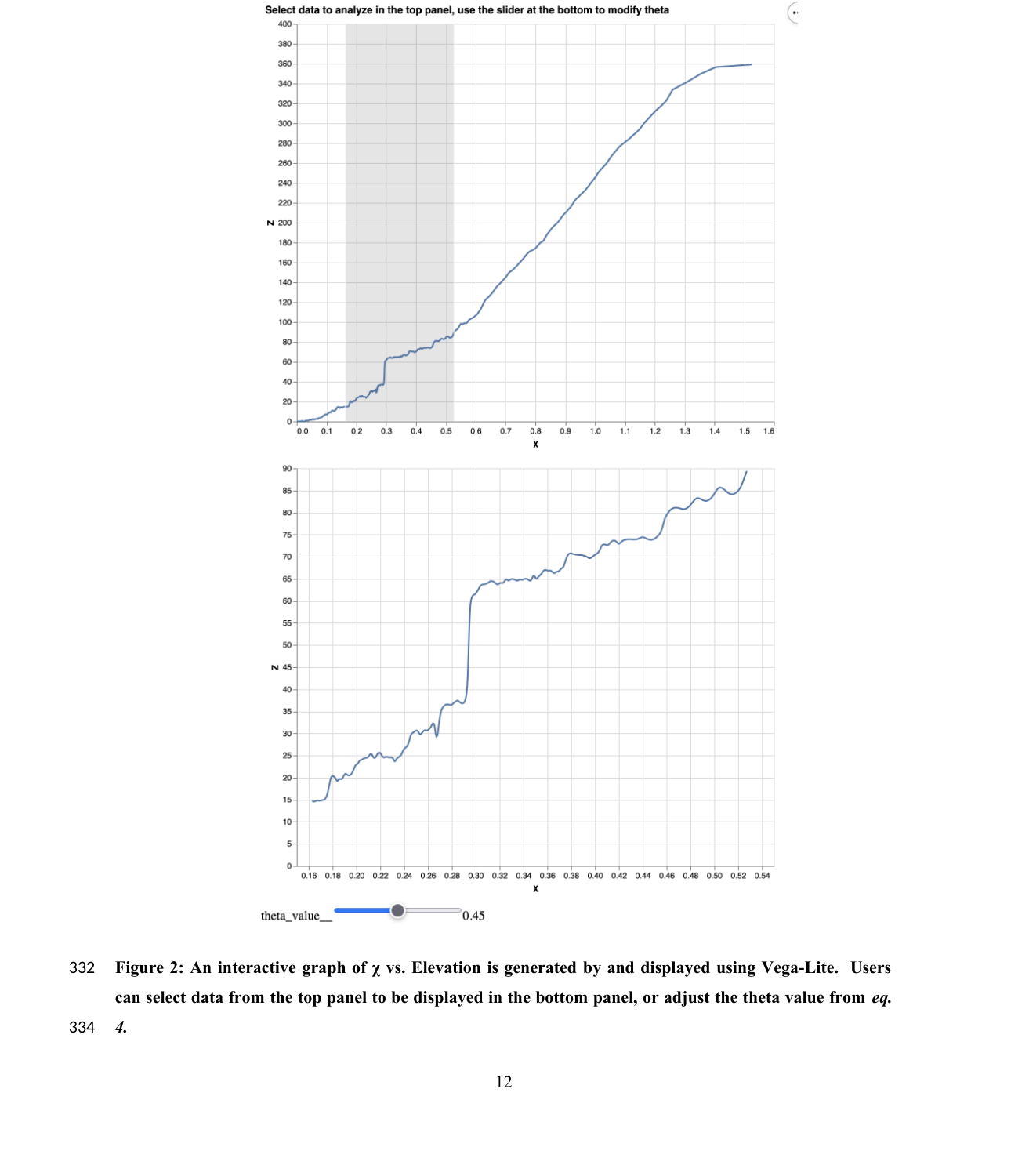Select data to analyze in the top panel, use the slider at the bottom to modify theta

400
380
360
340
320
300
280
260
240
220
Z 200
180
160
140
120
100
80
60
40
20
0

0.0 0.1 0.2 0.3 0.4 0.5 0.6 0.7 0.8 0.9 1.0 1.1 1.2 1.3 1.4 1.5 1.6

X

90
85
80
75
70
65
60
55
50
Z 45
40
35
30
25
20
15
10
5
0

0.16 0.18 0.20 0.22 0.24 0.26 0.28 0.30 0.32 0.34 0.36 0.38 0.40 0.42 0.44 0.46 0.48 0.50 0.52 0.54

X

theta_value__ 0.45

**Figure 2: An interactive graph of $\chi$ vs. Elevation is generated by and displayed using Vega-Lite. Users can select data from the top panel to be displayed in the bottom panel, or adjust the theta value from *eq. 4.***